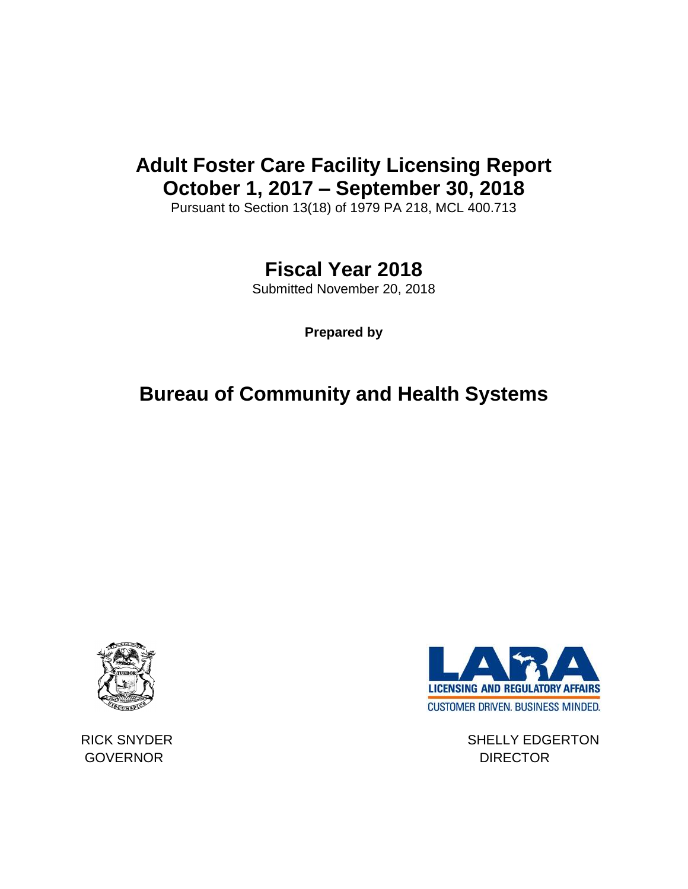# Adult Foster Care Facility Licensing Report
# October 1, 2017 – September 30, 2018

Pursuant to Section 13(18) of 1979 PA 218, MCL 400.713

## Fiscal Year 2018

Submitted November 20, 2018

**Prepared by**

## Bureau of Community and Health Systems

LICENSING AND REGULATORY AFFAIRS

CUSTOMER DRIVEN. BUSINESS MINDED.

RICK SNYDER
GOVERNOR

SHELLY EDGERTON
DIRECTOR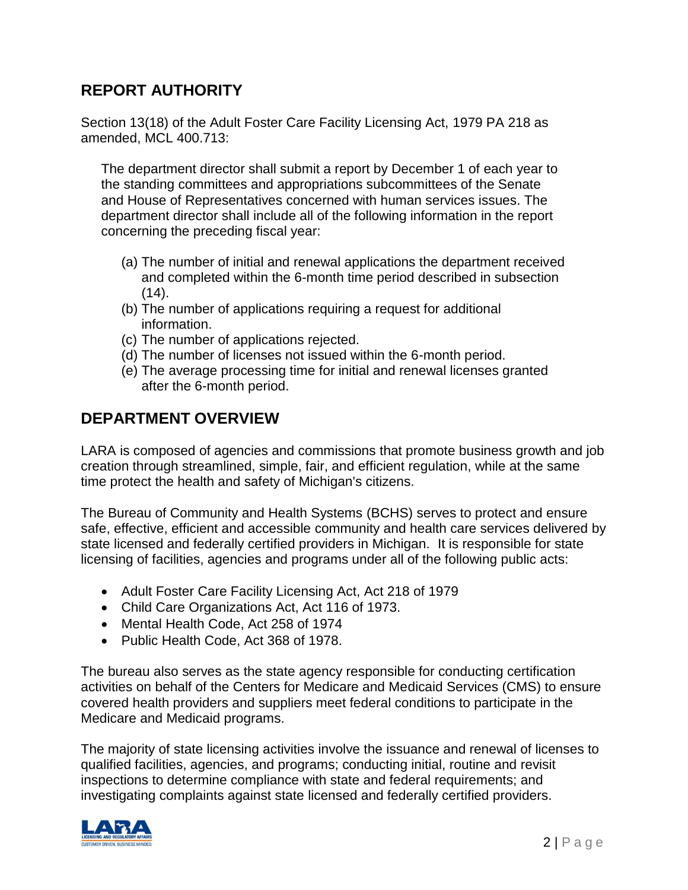## REPORT AUTHORITY

Section 13(18) of the Adult Foster Care Facility Licensing Act, 1979 PA 218 as amended, MCL 400.713:

> The department director shall submit a report by December 1 of each year to the standing committees and appropriations subcommittees of the Senate and House of Representatives concerned with human services issues. The department director shall include all of the following information in the report concerning the preceding fiscal year:
>
> (a) The number of initial and renewal applications the department received and completed within the 6-month time period described in subsection (14).
> (b) The number of applications requiring a request for additional information.
> (c) The number of applications rejected.
> (d) The number of licenses not issued within the 6-month period.
> (e) The average processing time for initial and renewal licenses granted after the 6-month period.

## DEPARTMENT OVERVIEW

LARA is composed of agencies and commissions that promote business growth and job creation through streamlined, simple, fair, and efficient regulation, while at the same time protect the health and safety of Michigan's citizens.

The Bureau of Community and Health Systems (BCHS) serves to protect and ensure safe, effective, efficient and accessible community and health care services delivered by state licensed and federally certified providers in Michigan. It is responsible for state licensing of facilities, agencies and programs under all of the following public acts:

- Adult Foster Care Facility Licensing Act, Act 218 of 1979
- Child Care Organizations Act, Act 116 of 1973.
- Mental Health Code, Act 258 of 1974
- Public Health Code, Act 368 of 1978.

The bureau also serves as the state agency responsible for conducting certification activities on behalf of the Centers for Medicare and Medicaid Services (CMS) to ensure covered health providers and suppliers meet federal conditions to participate in the Medicare and Medicaid programs.

The majority of state licensing activities involve the issuance and renewal of licenses to qualified facilities, agencies, and programs; conducting initial, routine and revisit inspections to determine compliance with state and federal requirements; and investigating complaints against state licensed and federally certified providers.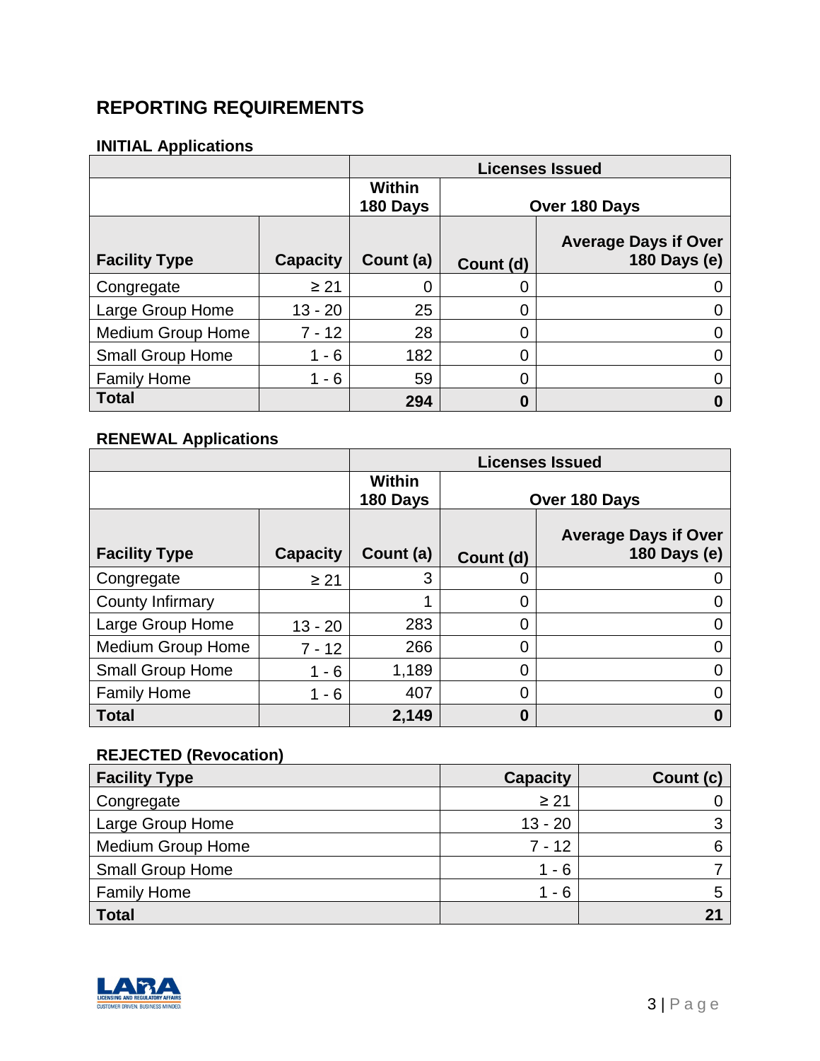## REPORTING REQUIREMENTS

### INITIAL Applications

| | | Licenses Issued | | |
|---|---|---|---|---|
| | | Within 180 Days | Over 180 Days | |
| Facility Type | Capacity | Count (a) | Count (d) | Average Days if Over 180 Days (e) |
| Congregate | ≥ 21 | 0 | 0 | 0 |
| Large Group Home | 13 - 20 | 25 | 0 | 0 |
| Medium Group Home | 7 - 12 | 28 | 0 | 0 |
| Small Group Home | 1 - 6 | 182 | 0 | 0 |
| Family Home | 1 - 6 | 59 | 0 | 0 |
| **Total** | | **294** | **0** | **0** |

### RENEWAL Applications

| | | Licenses Issued | | |
|---|---|---|---|---|
| | | Within 180 Days | Over 180 Days | |
| Facility Type | Capacity | Count (a) | Count (d) | Average Days if Over 180 Days (e) |
| Congregate | ≥ 21 | 3 | 0 | 0 |
| County Infirmary | | 1 | 0 | 0 |
| Large Group Home | 13 - 20 | 283 | 0 | 0 |
| Medium Group Home | 7 - 12 | 266 | 0 | 0 |
| Small Group Home | 1 - 6 | 1,189 | 0 | 0 |
| Family Home | 1 - 6 | 407 | 0 | 0 |
| **Total** | | **2,149** | **0** | **0** |

### REJECTED (Revocation)

| Facility Type | Capacity | Count (c) |
|---|---|---|
| Congregate | ≥ 21 | 0 |
| Large Group Home | 13 - 20 | 3 |
| Medium Group Home | 7 - 12 | 6 |
| Small Group Home | 1 - 6 | 7 |
| Family Home | 1 - 6 | 5 |
| **Total** | | **21** |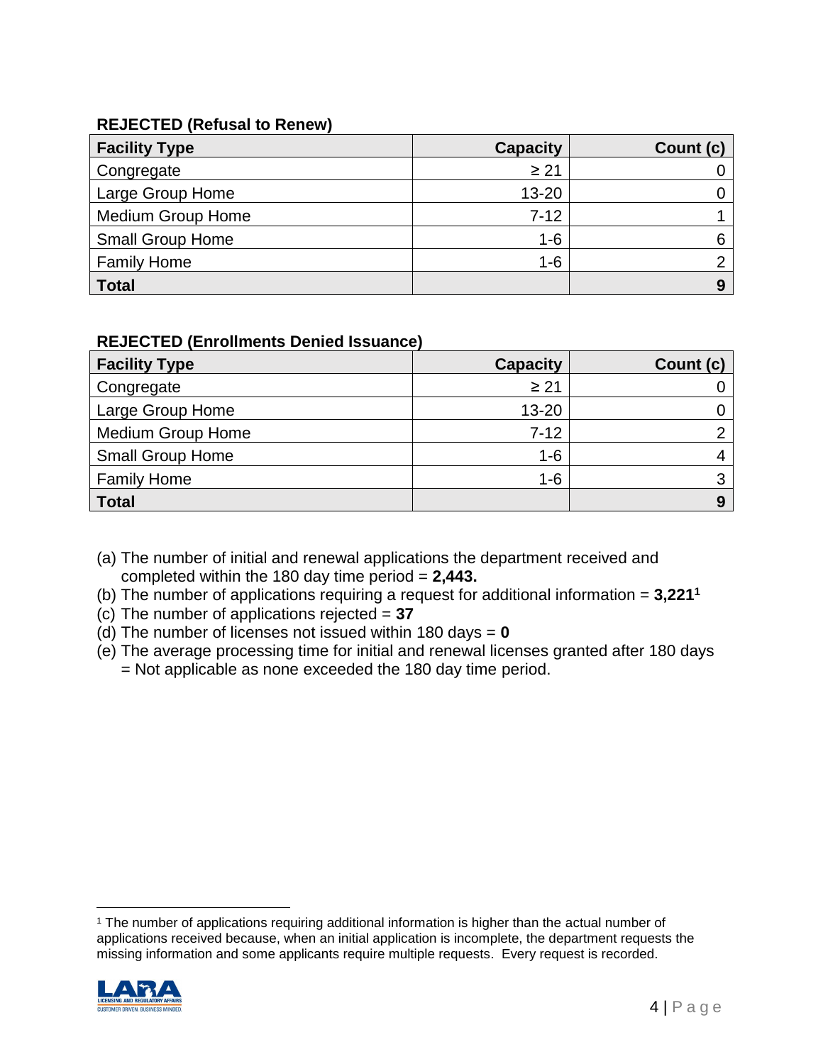**REJECTED (Refusal to Renew)**

| Facility Type | Capacity | Count (c) |
|---|---|---|
| Congregate | ≥ 21 | 0 |
| Large Group Home | 13-20 | 0 |
| Medium Group Home | 7-12 | 1 |
| Small Group Home | 1-6 | 6 |
| Family Home | 1-6 | 2 |
| **Total** | | **9** |

**REJECTED (Enrollments Denied Issuance)**

| Facility Type | Capacity | Count (c) |
|---|---|---|
| Congregate | ≥ 21 | 0 |
| Large Group Home | 13-20 | 0 |
| Medium Group Home | 7-12 | 2 |
| Small Group Home | 1-6 | 4 |
| Family Home | 1-6 | 3 |
| **Total** | | **9** |

(a) The number of initial and renewal applications the department received and completed within the 180 day time period = **2,443.**

(b) The number of applications requiring a request for additional information = **3,221**[1]

(c) The number of applications rejected = **37**

(d) The number of licenses not issued within 180 days = **0**

(e) The average processing time for initial and renewal licenses granted after 180 days = Not applicable as none exceeded the 180 day time period.

[1] The number of applications requiring additional information is higher than the actual number of applications received because, when an initial application is incomplete, the department requests the missing information and some applicants require multiple requests. Every request is recorded.